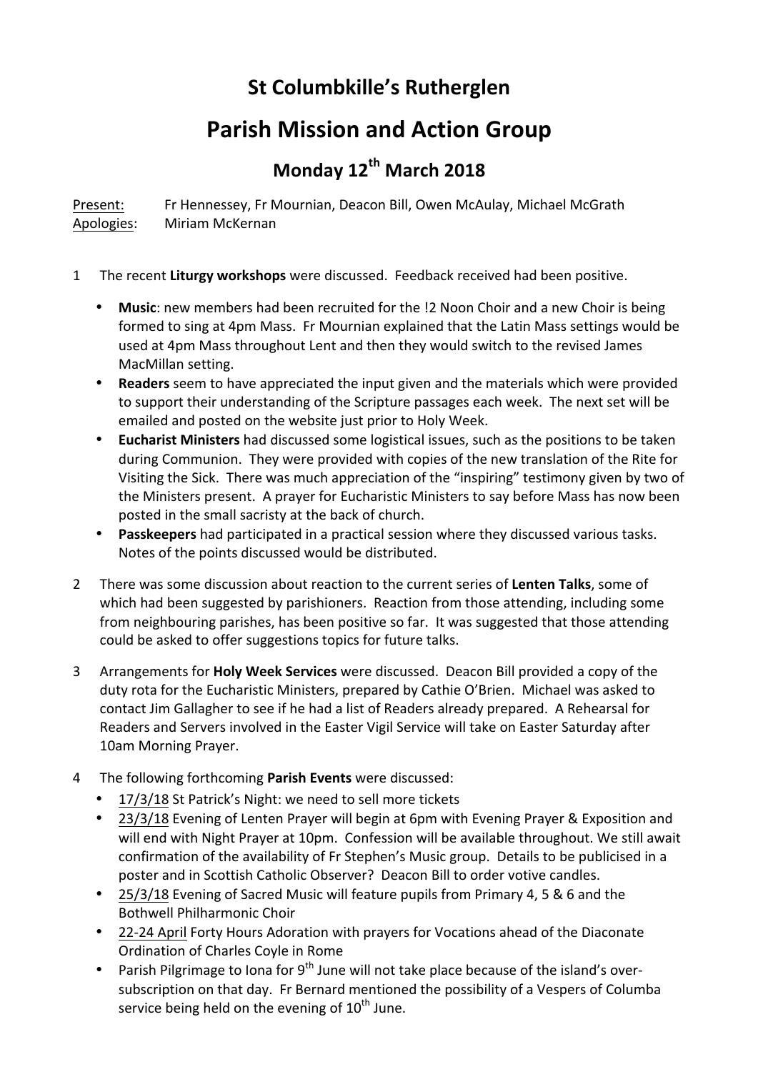# St Columbkille's Rutherglen

# Parish Mission and Action Group

## Monday 12th March 2018

Present: Fr Hennessey, Fr Mournian, Deacon Bill, Owen McAulay, Michael McGrath
Apologies: Miriam McKernan

1 The recent **Liturgy workshops** were discussed. Feedback received had been positive.

   - **Music**: new members had been recruited for the !2 Noon Choir and a new Choir is being formed to sing at 4pm Mass. Fr Mournian explained that the Latin Mass settings would be used at 4pm Mass throughout Lent and then they would switch to the revised James MacMillan setting.
   - **Readers** seem to have appreciated the input given and the materials which were provided to support their understanding of the Scripture passages each week. The next set will be emailed and posted on the website just prior to Holy Week.
   - **Eucharist Ministers** had discussed some logistical issues, such as the positions to be taken during Communion. They were provided with copies of the new translation of the Rite for Visiting the Sick. There was much appreciation of the "inspiring" testimony given by two of the Ministers present. A prayer for Eucharistic Ministers to say before Mass has now been posted in the small sacristy at the back of church.
   - **Passkeepers** had participated in a practical session where they discussed various tasks. Notes of the points discussed would be distributed.

2 There was some discussion about reaction to the current series of **Lenten Talks**, some of which had been suggested by parishioners. Reaction from those attending, including some from neighbouring parishes, has been positive so far. It was suggested that those attending could be asked to offer suggestions topics for future talks.

3 Arrangements for **Holy Week Services** were discussed. Deacon Bill provided a copy of the duty rota for the Eucharistic Ministers, prepared by Cathie O'Brien. Michael was asked to contact Jim Gallagher to see if he had a list of Readers already prepared. A Rehearsal for Readers and Servers involved in the Easter Vigil Service will take on Easter Saturday after 10am Morning Prayer.

4 The following forthcoming **Parish Events** were discussed:
   - 17/3/18 St Patrick's Night: we need to sell more tickets
   - 23/3/18 Evening of Lenten Prayer will begin at 6pm with Evening Prayer & Exposition and will end with Night Prayer at 10pm. Confession will be available throughout. We still await confirmation of the availability of Fr Stephen's Music group. Details to be publicised in a poster and in Scottish Catholic Observer? Deacon Bill to order votive candles.
   - 25/3/18 Evening of Sacred Music will feature pupils from Primary 4, 5 & 6 and the Bothwell Philharmonic Choir
   - 22-24 April Forty Hours Adoration with prayers for Vocations ahead of the Diaconate Ordination of Charles Coyle in Rome
   - Parish Pilgrimage to Iona for 9th June will not take place because of the island's over-subscription on that day. Fr Bernard mentioned the possibility of a Vespers of Columba service being held on the evening of 10th June.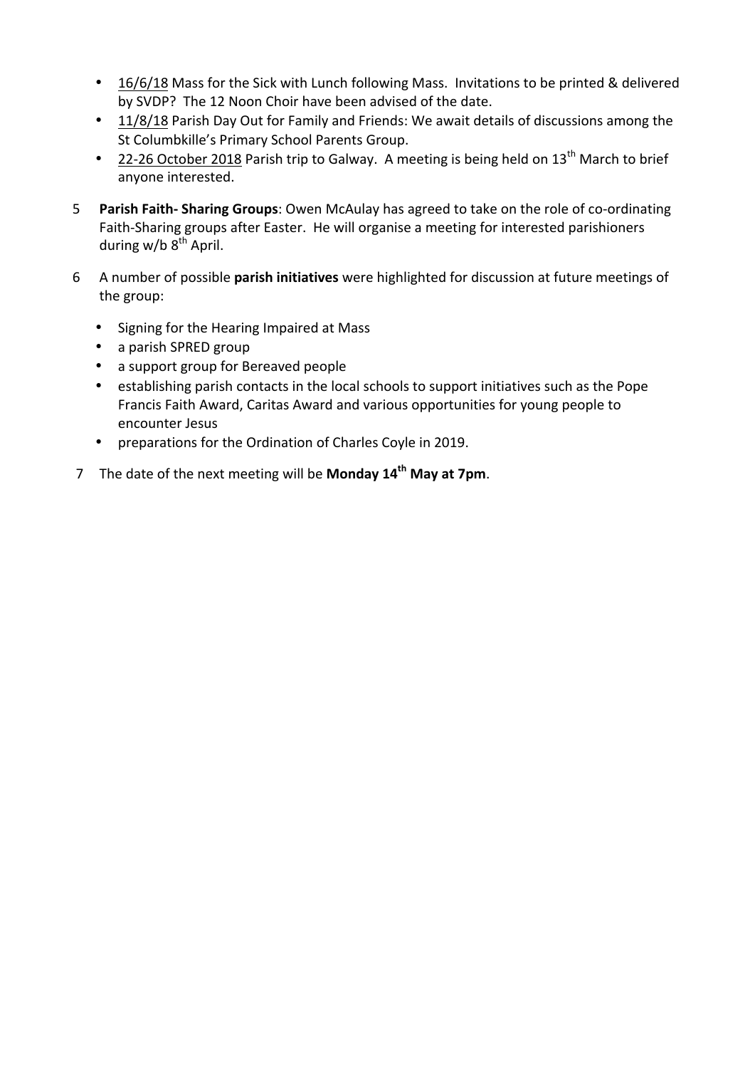- 16/6/18 Mass for the Sick with Lunch following Mass. Invitations to be printed & delivered by SVDP? The 12 Noon Choir have been advised of the date.
- 11/8/18 Parish Day Out for Family and Friends: We await details of discussions among the St Columbkille's Primary School Parents Group.
- 22-26 October 2018 Parish trip to Galway. A meeting is being held on 13th March to brief anyone interested.

5 **Parish Faith- Sharing Groups**: Owen McAulay has agreed to take on the role of co-ordinating Faith-Sharing groups after Easter. He will organise a meeting for interested parishioners during w/b 8th April.

6 A number of possible **parish initiatives** were highlighted for discussion at future meetings of the group:

- Signing for the Hearing Impaired at Mass
- a parish SPRED group
- a support group for Bereaved people
- establishing parish contacts in the local schools to support initiatives such as the Pope Francis Faith Award, Caritas Award and various opportunities for young people to encounter Jesus
- preparations for the Ordination of Charles Coyle in 2019.

7 The date of the next meeting will be **Monday 14th May at 7pm**.